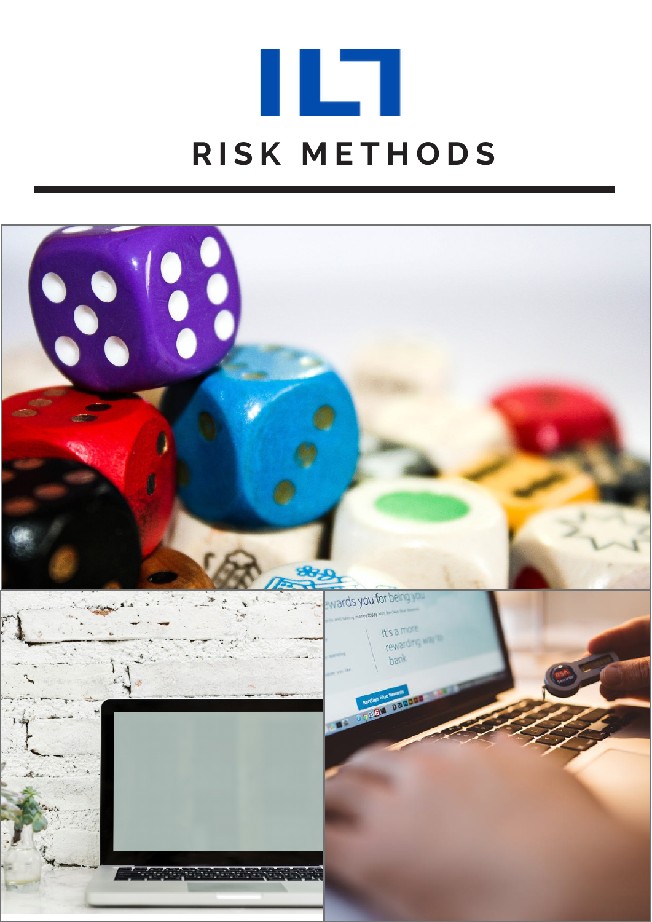# RISK METHODS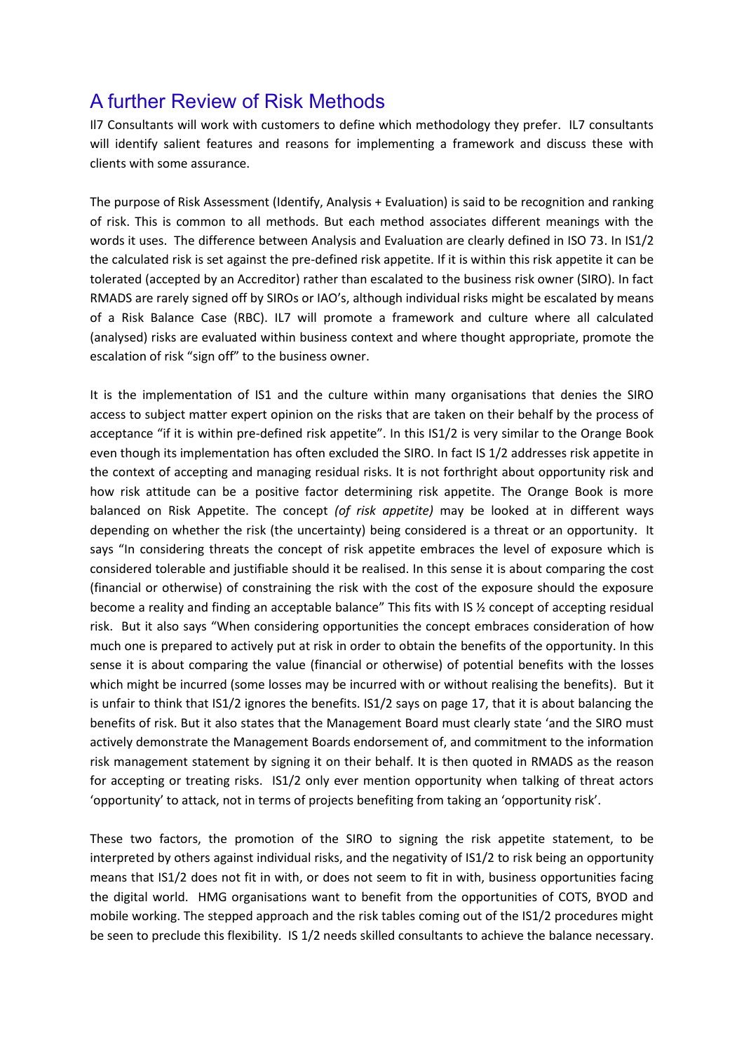# A further Review of Risk Methods

Il7 Consultants will work with customers to define which methodology they prefer. IL7 consultants will identify salient features and reasons for implementing a framework and discuss these with clients with some assurance.

The purpose of Risk Assessment (Identify, Analysis + Evaluation) is said to be recognition and ranking of risk. This is common to all methods. But each method associates different meanings with the words it uses. The difference between Analysis and Evaluation are clearly defined in ISO 73. In IS1/2 the calculated risk is set against the pre-defined risk appetite. If it is within this risk appetite it can be tolerated (accepted by an Accreditor) rather than escalated to the business risk owner (SIRO). In fact RMADS are rarely signed off by SIROs or IAO's, although individual risks might be escalated by means of a Risk Balance Case (RBC). IL7 will promote a framework and culture where all calculated (analysed) risks are evaluated within business context and where thought appropriate, promote the escalation of risk "sign off" to the business owner.

It is the implementation of IS1 and the culture within many organisations that denies the SIRO access to subject matter expert opinion on the risks that are taken on their behalf by the process of acceptance "if it is within pre-defined risk appetite". In this IS1/2 is very similar to the Orange Book even though its implementation has often excluded the SIRO. In fact IS 1/2 addresses risk appetite in the context of accepting and managing residual risks. It is not forthright about opportunity risk and how risk attitude can be a positive factor determining risk appetite. The Orange Book is more balanced on Risk Appetite. The concept *(of risk appetite)* may be looked at in different ways depending on whether the risk (the uncertainty) being considered is a threat or an opportunity. It says "In considering threats the concept of risk appetite embraces the level of exposure which is considered tolerable and justifiable should it be realised. In this sense it is about comparing the cost (financial or otherwise) of constraining the risk with the cost of the exposure should the exposure become a reality and finding an acceptable balance" This fits with IS ½ concept of accepting residual risk. But it also says "When considering opportunities the concept embraces consideration of how much one is prepared to actively put at risk in order to obtain the benefits of the opportunity. In this sense it is about comparing the value (financial or otherwise) of potential benefits with the losses which might be incurred (some losses may be incurred with or without realising the benefits). But it is unfair to think that IS1/2 ignores the benefits. IS1/2 says on page 17, that it is about balancing the benefits of risk. But it also states that the Management Board must clearly state 'and the SIRO must actively demonstrate the Management Boards endorsement of, and commitment to the information risk management statement by signing it on their behalf. It is then quoted in RMADS as the reason for accepting or treating risks. IS1/2 only ever mention opportunity when talking of threat actors 'opportunity' to attack, not in terms of projects benefiting from taking an 'opportunity risk'.

These two factors, the promotion of the SIRO to signing the risk appetite statement, to be interpreted by others against individual risks, and the negativity of IS1/2 to risk being an opportunity means that IS1/2 does not fit in with, or does not seem to fit in with, business opportunities facing the digital world. HMG organisations want to benefit from the opportunities of COTS, BYOD and mobile working. The stepped approach and the risk tables coming out of the IS1/2 procedures might be seen to preclude this flexibility. IS 1/2 needs skilled consultants to achieve the balance necessary.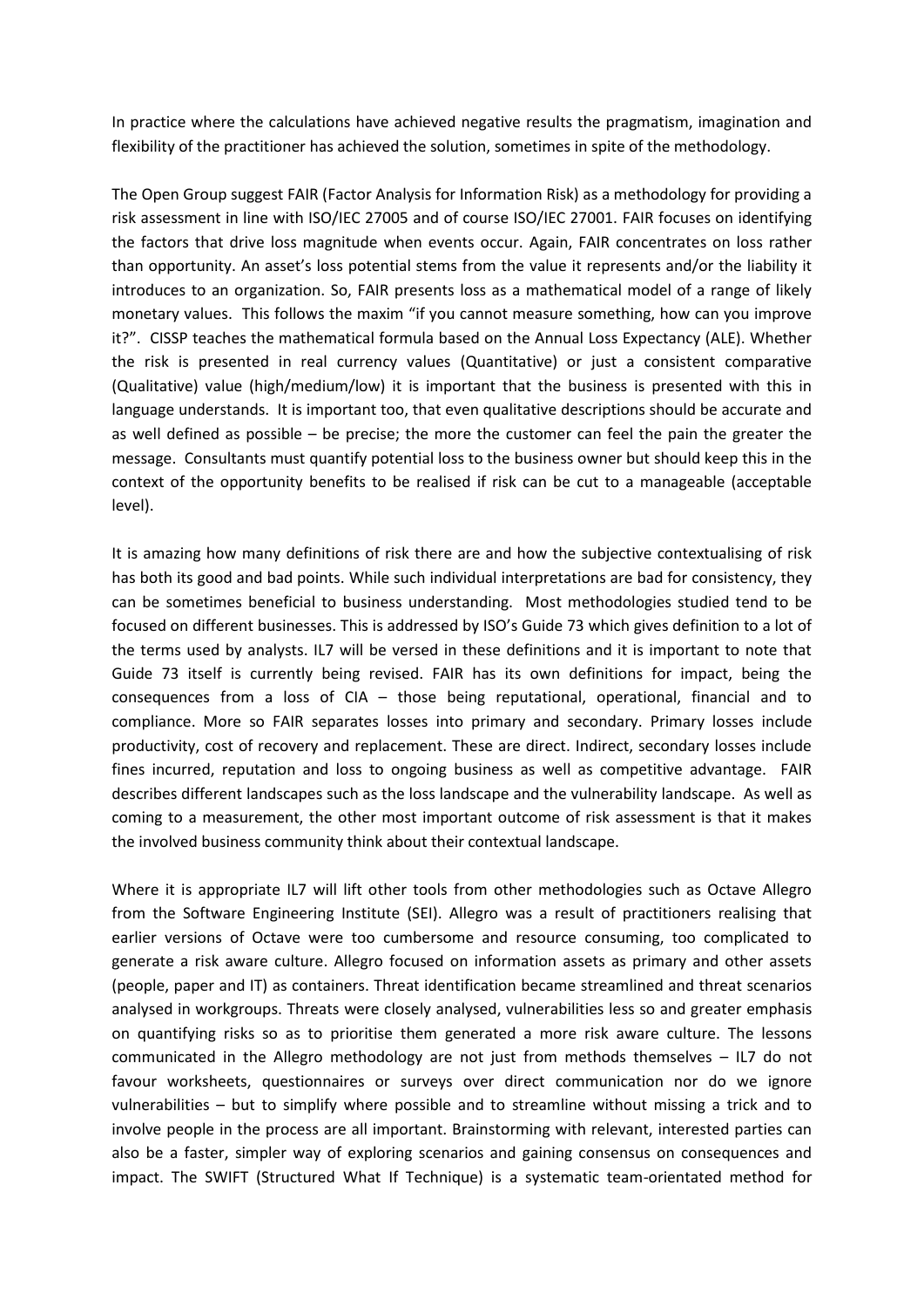In practice where the calculations have achieved negative results the pragmatism, imagination and flexibility of the practitioner has achieved the solution, sometimes in spite of the methodology.

The Open Group suggest FAIR (Factor Analysis for Information Risk) as a methodology for providing a risk assessment in line with ISO/IEC 27005 and of course ISO/IEC 27001. FAIR focuses on identifying the factors that drive loss magnitude when events occur. Again, FAIR concentrates on loss rather than opportunity. An asset's loss potential stems from the value it represents and/or the liability it introduces to an organization. So, FAIR presents loss as a mathematical model of a range of likely monetary values. This follows the maxim "if you cannot measure something, how can you improve it?". CISSP teaches the mathematical formula based on the Annual Loss Expectancy (ALE). Whether the risk is presented in real currency values (Quantitative) or just a consistent comparative (Qualitative) value (high/medium/low) it is important that the business is presented with this in language understands. It is important too, that even qualitative descriptions should be accurate and as well defined as possible – be precise; the more the customer can feel the pain the greater the message. Consultants must quantify potential loss to the business owner but should keep this in the context of the opportunity benefits to be realised if risk can be cut to a manageable (acceptable level).

It is amazing how many definitions of risk there are and how the subjective contextualising of risk has both its good and bad points. While such individual interpretations are bad for consistency, they can be sometimes beneficial to business understanding. Most methodologies studied tend to be focused on different businesses. This is addressed by ISO's Guide 73 which gives definition to a lot of the terms used by analysts. IL7 will be versed in these definitions and it is important to note that Guide 73 itself is currently being revised. FAIR has its own definitions for impact, being the consequences from a loss of CIA – those being reputational, operational, financial and to compliance. More so FAIR separates losses into primary and secondary. Primary losses include productivity, cost of recovery and replacement. These are direct. Indirect, secondary losses include fines incurred, reputation and loss to ongoing business as well as competitive advantage. FAIR describes different landscapes such as the loss landscape and the vulnerability landscape. As well as coming to a measurement, the other most important outcome of risk assessment is that it makes the involved business community think about their contextual landscape.

Where it is appropriate IL7 will lift other tools from other methodologies such as Octave Allegro from the Software Engineering Institute (SEI). Allegro was a result of practitioners realising that earlier versions of Octave were too cumbersome and resource consuming, too complicated to generate a risk aware culture. Allegro focused on information assets as primary and other assets (people, paper and IT) as containers. Threat identification became streamlined and threat scenarios analysed in workgroups. Threats were closely analysed, vulnerabilities less so and greater emphasis on quantifying risks so as to prioritise them generated a more risk aware culture. The lessons communicated in the Allegro methodology are not just from methods themselves – IL7 do not favour worksheets, questionnaires or surveys over direct communication nor do we ignore vulnerabilities – but to simplify where possible and to streamline without missing a trick and to involve people in the process are all important. Brainstorming with relevant, interested parties can also be a faster, simpler way of exploring scenarios and gaining consensus on consequences and impact. The SWIFT (Structured What If Technique) is a systematic team-orientated method for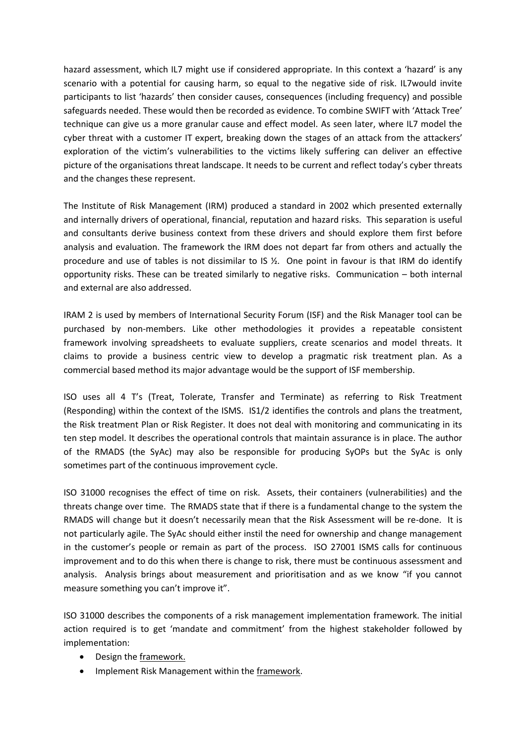hazard assessment, which IL7 might use if considered appropriate. In this context a 'hazard' is any scenario with a potential for causing harm, so equal to the negative side of risk. IL7would invite participants to list 'hazards' then consider causes, consequences (including frequency) and possible safeguards needed. These would then be recorded as evidence. To combine SWIFT with 'Attack Tree' technique can give us a more granular cause and effect model. As seen later, where IL7 model the cyber threat with a customer IT expert, breaking down the stages of an attack from the attackers' exploration of the victim's vulnerabilities to the victims likely suffering can deliver an effective picture of the organisations threat landscape. It needs to be current and reflect today's cyber threats and the changes these represent.

The Institute of Risk Management (IRM) produced a standard in 2002 which presented externally and internally drivers of operational, financial, reputation and hazard risks. This separation is useful and consultants derive business context from these drivers and should explore them first before analysis and evaluation. The framework the IRM does not depart far from others and actually the procedure and use of tables is not dissimilar to IS ½. One point in favour is that IRM do identify opportunity risks. These can be treated similarly to negative risks. Communication – both internal and external are also addressed.

IRAM 2 is used by members of International Security Forum (ISF) and the Risk Manager tool can be purchased by non-members. Like other methodologies it provides a repeatable consistent framework involving spreadsheets to evaluate suppliers, create scenarios and model threats. It claims to provide a business centric view to develop a pragmatic risk treatment plan. As a commercial based method its major advantage would be the support of ISF membership.

ISO uses all 4 T's (Treat, Tolerate, Transfer and Terminate) as referring to Risk Treatment (Responding) within the context of the ISMS. IS1/2 identifies the controls and plans the treatment, the Risk treatment Plan or Risk Register. It does not deal with monitoring and communicating in its ten step model. It describes the operational controls that maintain assurance is in place. The author of the RMADS (the SyAc) may also be responsible for producing SyOPs but the SyAc is only sometimes part of the continuous improvement cycle.

ISO 31000 recognises the effect of time on risk. Assets, their containers (vulnerabilities) and the threats change over time. The RMADS state that if there is a fundamental change to the system the RMADS will change but it doesn't necessarily mean that the Risk Assessment will be re-done. It is not particularly agile. The SyAc should either instil the need for ownership and change management in the customer's people or remain as part of the process. ISO 27001 ISMS calls for continuous improvement and to do this when there is change to risk, there must be continuous assessment and analysis. Analysis brings about measurement and prioritisation and as we know "if you cannot measure something you can't improve it".

ISO 31000 describes the components of a risk management implementation framework. The initial action required is to get 'mandate and commitment' from the highest stakeholder followed by implementation:

- Design the framework.
- Implement Risk Management within the framework.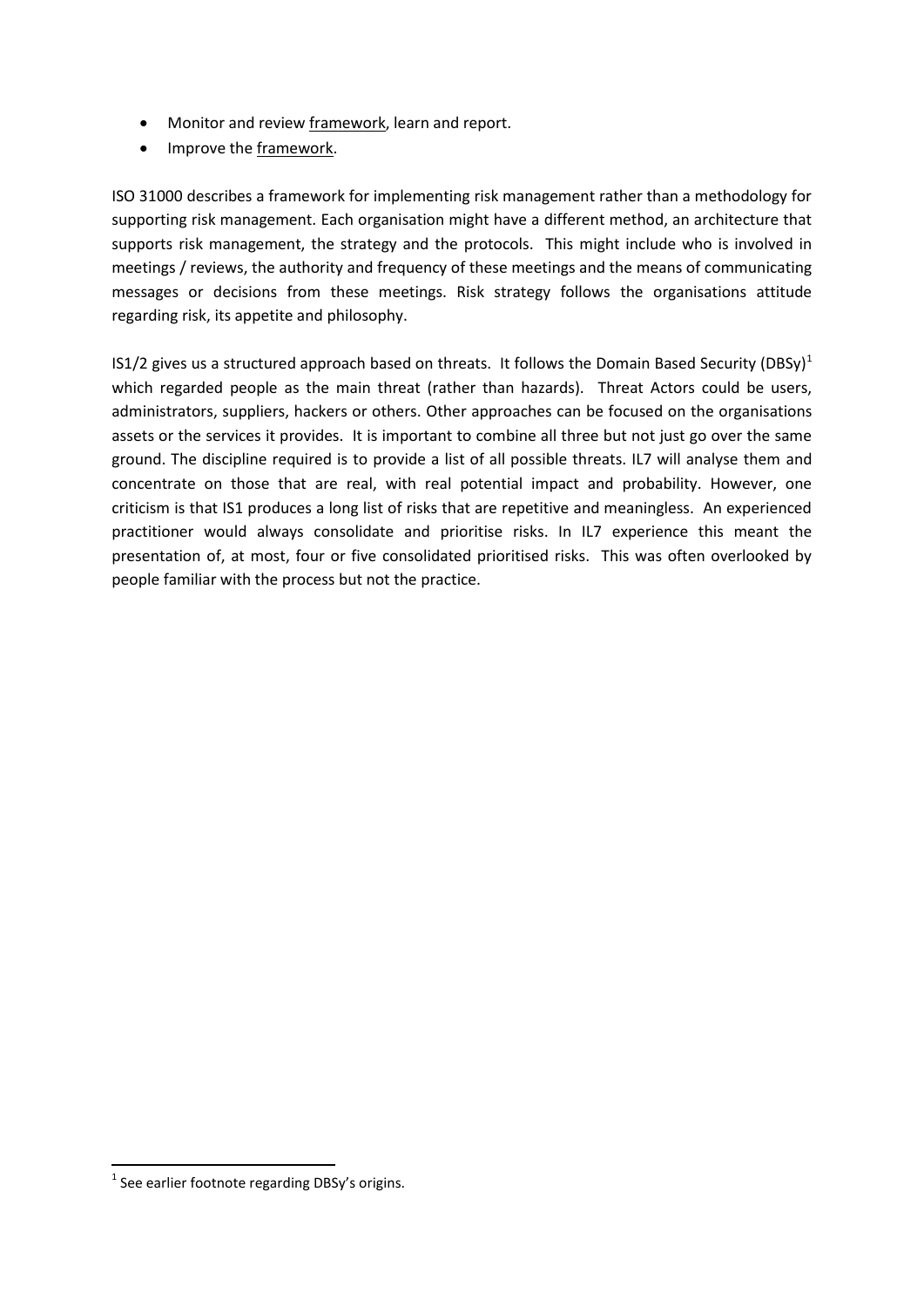- Monitor and review framework, learn and report.
- Improve the framework.

ISO 31000 describes a framework for implementing risk management rather than a methodology for supporting risk management. Each organisation might have a different method, an architecture that supports risk management, the strategy and the protocols. This might include who is involved in meetings / reviews, the authority and frequency of these meetings and the means of communicating messages or decisions from these meetings. Risk strategy follows the organisations attitude regarding risk, its appetite and philosophy.

IS1/2 gives us a structured approach based on threats. It follows the Domain Based Security (DBSy)[1] which regarded people as the main threat (rather than hazards). Threat Actors could be users, administrators, suppliers, hackers or others. Other approaches can be focused on the organisations assets or the services it provides. It is important to combine all three but not just go over the same ground. The discipline required is to provide a list of all possible threats. IL7 will analyse them and concentrate on those that are real, with real potential impact and probability. However, one criticism is that IS1 produces a long list of risks that are repetitive and meaningless. An experienced practitioner would always consolidate and prioritise risks. In IL7 experience this meant the presentation of, at most, four or five consolidated prioritised risks. This was often overlooked by people familiar with the process but not the practice.

[1] See earlier footnote regarding DBSy's origins.